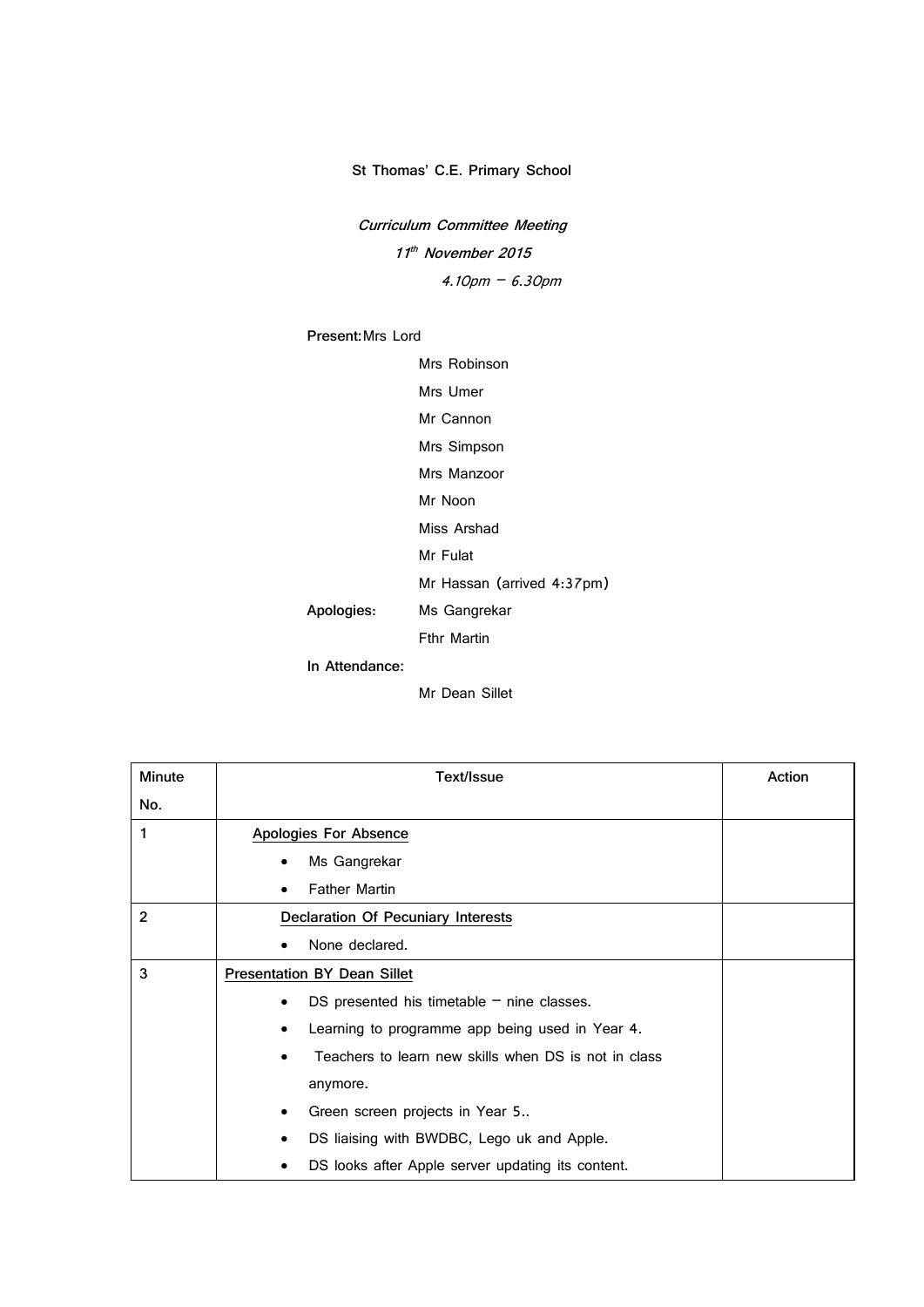**St Thomas' C.E. Primary School**

*Curriculum Committee Meeting*

*11th November 2015*

*4.10pm – 6.30pm*

**Present:** Mrs Lord
Mrs Robinson
Mrs Umer
Mr Cannon
Mrs Simpson
Mrs Manzoor
Mr Noon
Miss Arshad
Mr Fulat
Mr Hassan (arrived 4:37pm)

**Apologies:** Ms Gangrekar
Fthr Martin

**In Attendance:**
Mr Dean Sillet

| Minute No. | Text/Issue | Action |
|---|---|---|
| 1 | <u>Apologies For Absence</u><br>• Ms Gangrekar<br>• Father Martin | |
| 2 | <u>Declaration Of Pecuniary Interests</u><br>• None declared. | |
| 3 | <u>Presentation BY Dean Sillet</u><br>• DS presented his timetable – nine classes.<br>• Learning to programme app being used in Year 4.<br>• Teachers to learn new skills when DS is not in class anymore.<br>• Green screen projects in Year 5..<br>• DS liaising with BWDBC, Lego uk and Apple.<br>• DS looks after Apple server updating its content. | |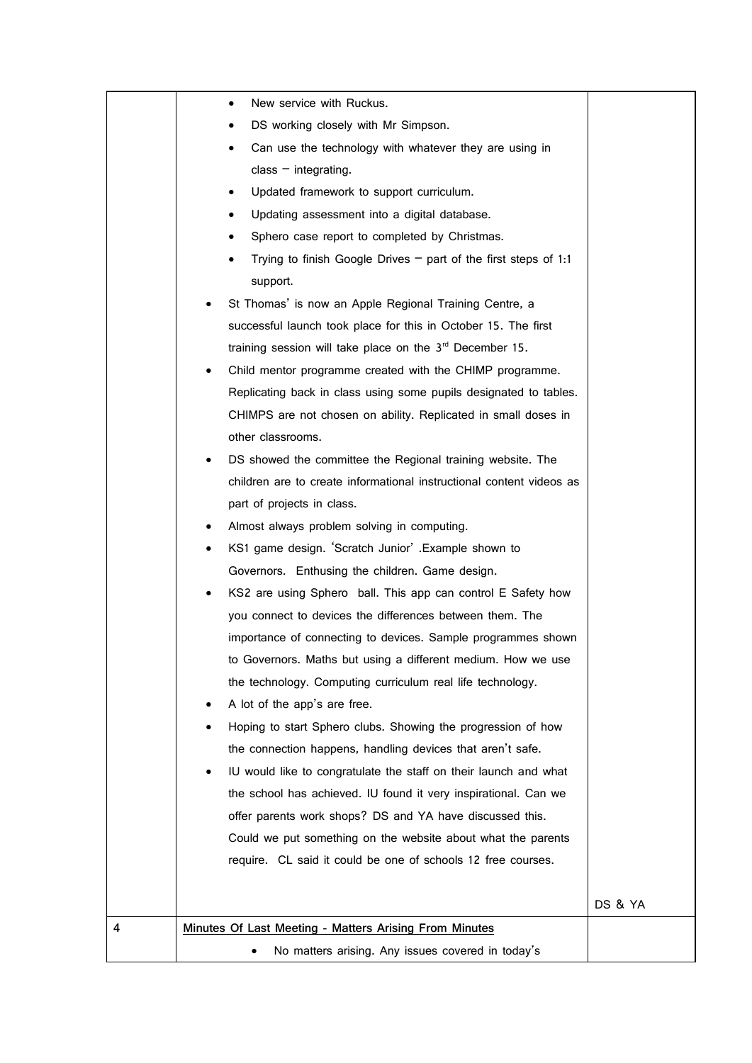| | | |
|---|---|---|
| | - New service with Ruckus.<br>- DS working closely with Mr Simpson.<br>- Can use the technology with whatever they are using in class – integrating.<br>- Updated framework to support curriculum.<br>- Updating assessment into a digital database.<br>- Sphero case report to completed by Christmas.<br>- Trying to finish Google Drives – part of the first steps of 1:1 support.<br><br>- St Thomas' is now an Apple Regional Training Centre, a successful launch took place for this in October 15. The first training session will take place on the 3rd December 15.<br>- Child mentor programme created with the CHIMP programme. Replicating back in class using some pupils designated to tables. CHIMPS are not chosen on ability. Replicated in small doses in other classrooms.<br>- DS showed the committee the Regional training website. The children are to create informational instructional content videos as part of projects in class.<br>- Almost always problem solving in computing.<br>- KS1 game design. 'Scratch Junior' .Example shown to Governors. Enthusing the children. Game design.<br>- KS2 are using Sphero ball. This app can control E Safety how you connect to devices the differences between them. The importance of connecting to devices. Sample programmes shown to Governors. Maths but using a different medium. How we use the technology. Computing curriculum real life technology.<br>- A lot of the app's are free.<br>- Hoping to start Sphero clubs. Showing the progression of how the connection happens, handling devices that aren't safe.<br>- IU would like to congratulate the staff on their launch and what the school has achieved. IU found it very inspirational. Can we offer parents work shops? DS and YA have discussed this. Could we put something on the website about what the parents require. CL said it could be one of schools 12 free courses. | DS & YA |
| 4 | **Minutes Of Last Meeting - Matters Arising From Minutes**<br><br>- No matters arising. Any issues covered in today's | |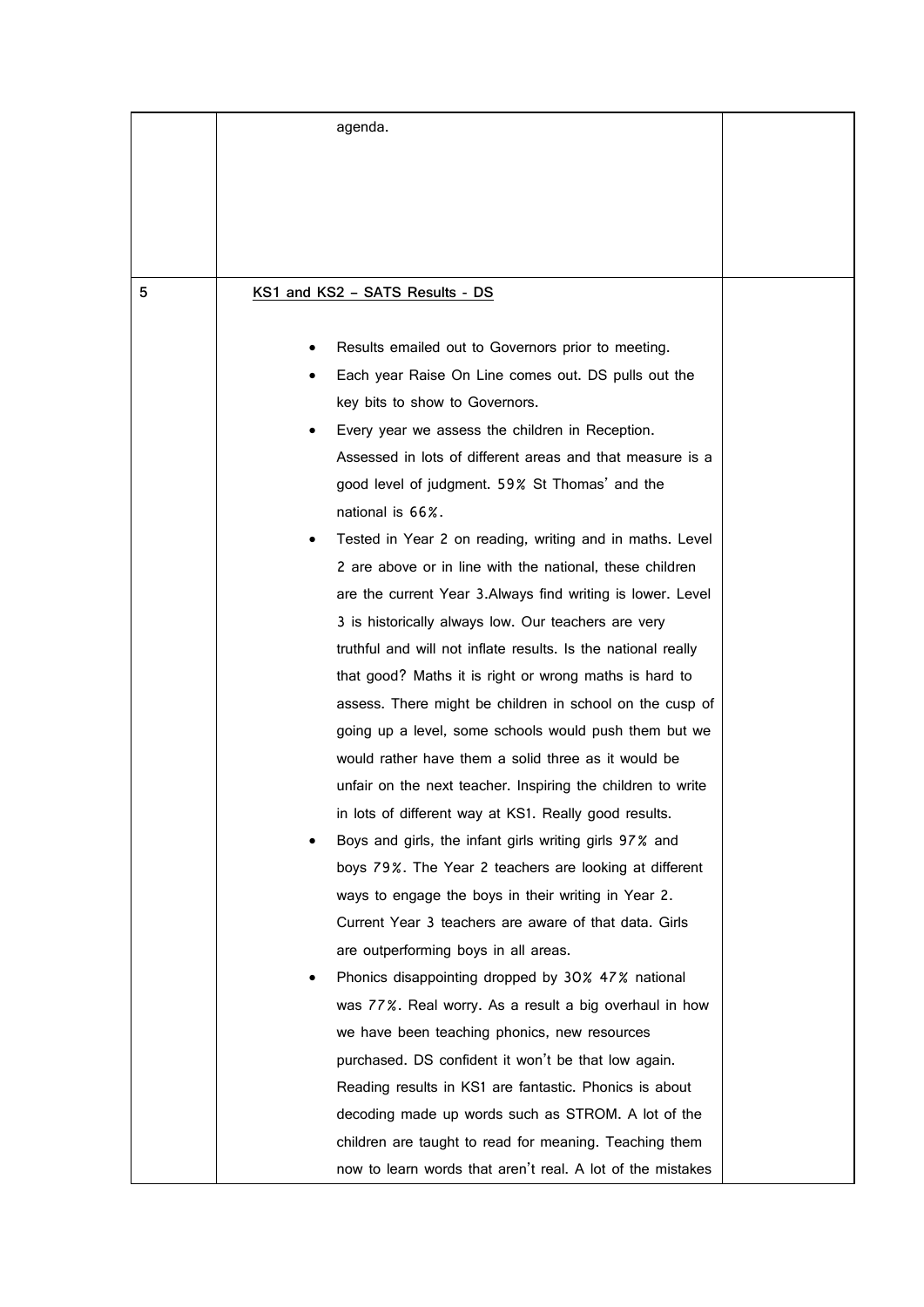| | agenda. | |
|---|---|---|
| 5 | <u>KS1 and KS2 – SATS Results - DS</u><br><br>• Results emailed out to Governors prior to meeting.<br>• Each year Raise On Line comes out. DS pulls out the key bits to show to Governors.<br>• Every year we assess the children in Reception. Assessed in lots of different areas and that measure is a good level of judgment. 59% St Thomas' and the national is 66%.<br>• Tested in Year 2 on reading, writing and in maths. Level 2 are above or in line with the national, these children are the current Year 3.Always find writing is lower. Level 3 is historically always low. Our teachers are very truthful and will not inflate results. Is the national really that good? Maths it is right or wrong maths is hard to assess. There might be children in school on the cusp of going up a level, some schools would push them but we would rather have them a solid three as it would be unfair on the next teacher. Inspiring the children to write in lots of different way at KS1. Really good results.<br>• Boys and girls, the infant girls writing girls 97% and boys 79%. The Year 2 teachers are looking at different ways to engage the boys in their writing in Year 2. Current Year 3 teachers are aware of that data. Girls are outperforming boys in all areas.<br>• Phonics disappointing dropped by 30% 47% national was 77%. Real worry. As a result a big overhaul in how we have been teaching phonics, new resources purchased. DS confident it won't be that low again. Reading results in KS1 are fantastic. Phonics is about decoding made up words such as STROM. A lot of the children are taught to read for meaning. Teaching them now to learn words that aren't real. A lot of the mistakes | |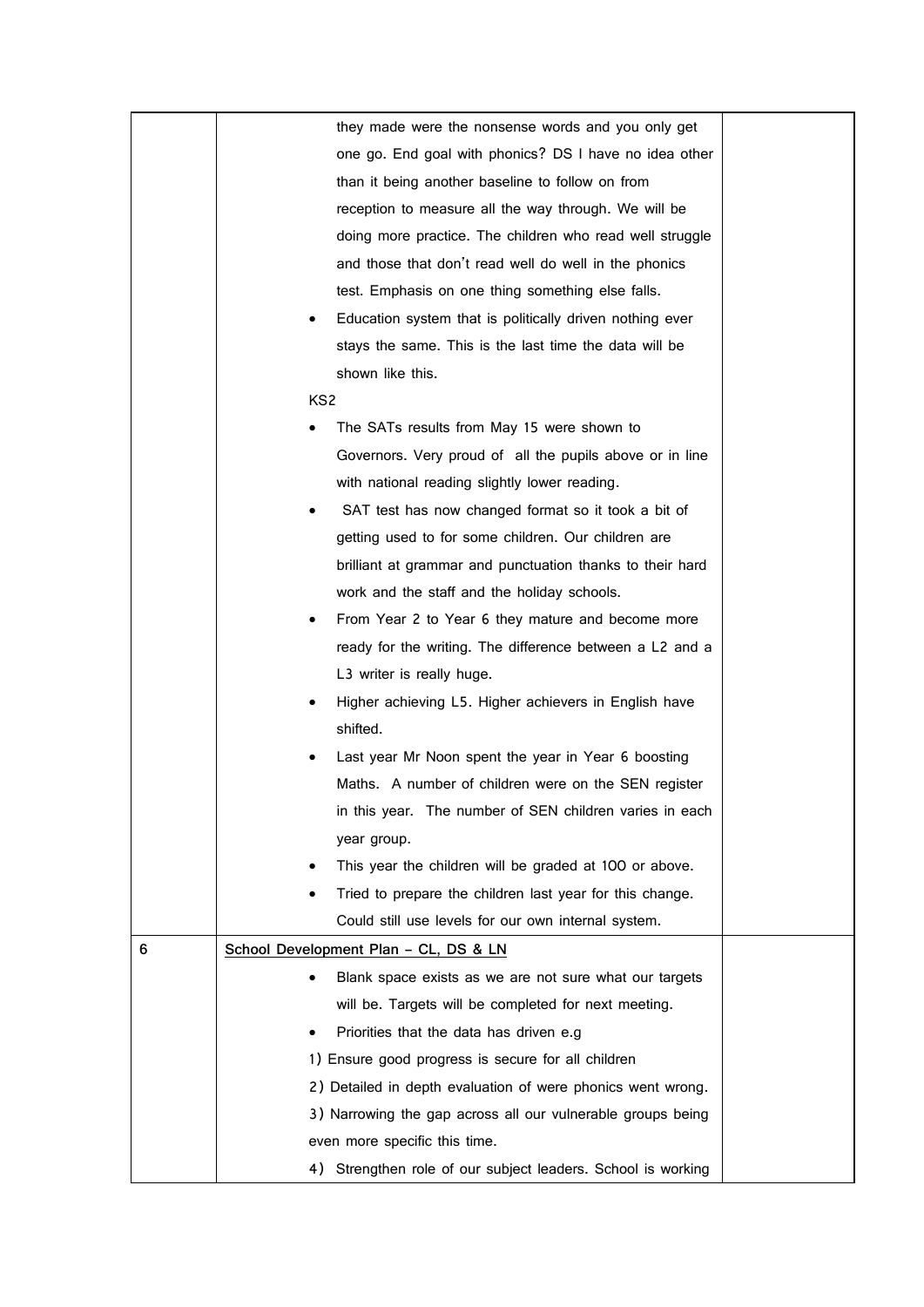| | | |
|---|---|---|
| | they made were the nonsense words and you only get one go. End goal with phonics? DS I have no idea other than it being another baseline to follow on from reception to measure all the way through. We will be doing more practice. The children who read well struggle and those that don't read well do well in the phonics test. Emphasis on one thing something else falls.<br>• Education system that is politically driven nothing ever stays the same. This is the last time the data will be shown like this.<br>KS2<br>• The SATs results from May 15 were shown to Governors. Very proud of all the pupils above or in line with national reading slightly lower reading.<br>• SAT test has now changed format so it took a bit of getting used to for some children. Our children are brilliant at grammar and punctuation thanks to their hard work and the staff and the holiday schools.<br>• From Year 2 to Year 6 they mature and become more ready for the writing. The difference between a L2 and a L3 writer is really huge.<br>• Higher achieving L5. Higher achievers in English have shifted.<br>• Last year Mr Noon spent the year in Year 6 boosting Maths. A number of children were on the SEN register in this year. The number of SEN children varies in each year group.<br>• This year the children will be graded at 100 or above.<br>• Tried to prepare the children last year for this change. Could still use levels for our own internal system. | |
| 6 | <u>School Development Plan – CL, DS & LN</u><br>• Blank space exists as we are not sure what our targets will be. Targets will be completed for next meeting.<br>• Priorities that the data has driven e.g<br>1) Ensure good progress is secure for all children<br>2) Detailed in depth evaluation of were phonics went wrong.<br>3) Narrowing the gap across all our vulnerable groups being even more specific this time.<br>4) Strengthen role of our subject leaders. School is working | |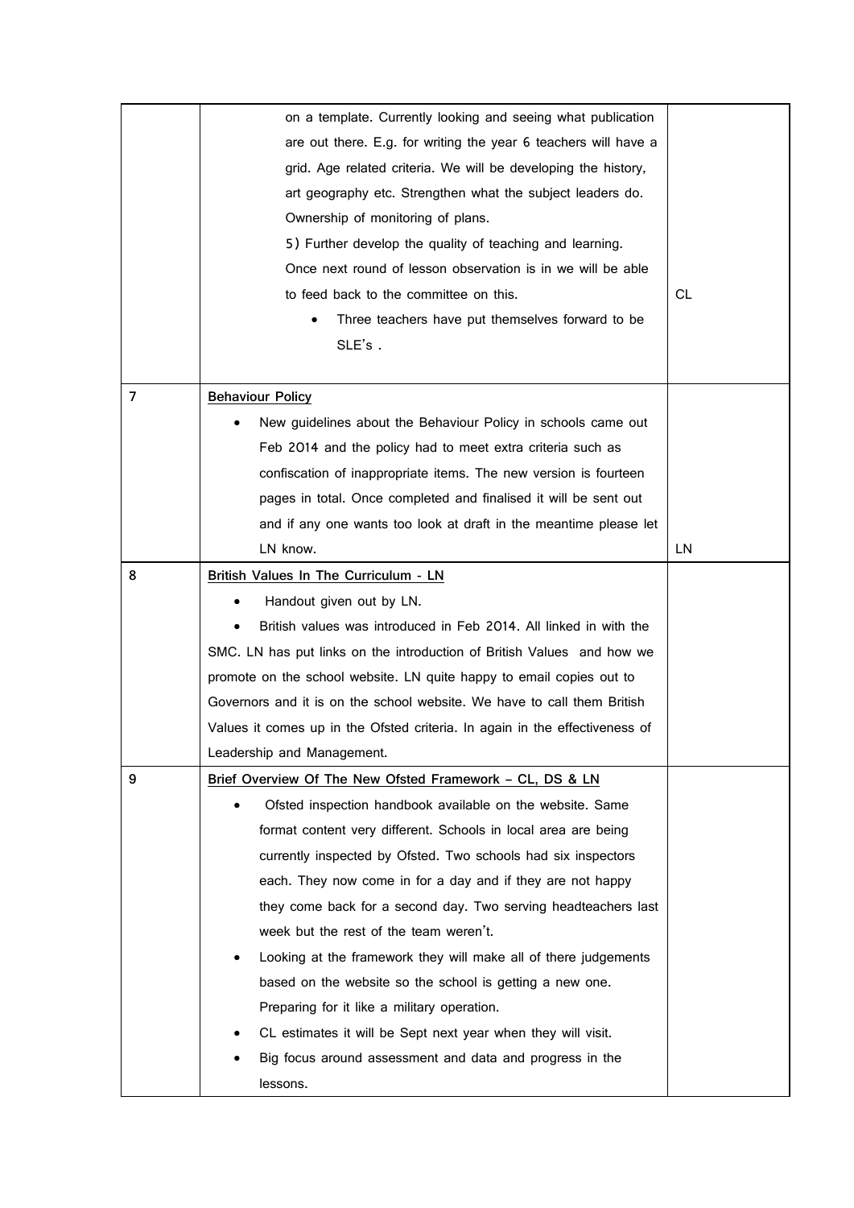| | | |
|---|---|---|
| | on a template. Currently looking and seeing what publication are out there. E.g. for writing the year 6 teachers will have a grid. Age related criteria. We will be developing the history, art geography etc. Strengthen what the subject leaders do. Ownership of monitoring of plans.<br>5) Further develop the quality of teaching and learning. Once next round of lesson observation is in we will be able to feed back to the committee on this.<br>• Three teachers have put themselves forward to be SLE's . | CL |
| 7 | **<u>Behaviour Policy</u>**<br>• New guidelines about the Behaviour Policy in schools came out Feb 2014 and the policy had to meet extra criteria such as confiscation of inappropriate items. The new version is fourteen pages in total. Once completed and finalised it will be sent out and if any one wants too look at draft in the meantime please let LN know. | LN |
| 8 | **<u>British Values In The Curriculum - LN</u>**<br>• Handout given out by LN.<br>• British values was introduced in Feb 2014. All linked in with the SMC. LN has put links on the introduction of British Values and how we promote on the school website. LN quite happy to email copies out to Governors and it is on the school website. We have to call them British Values it comes up in the Ofsted criteria. In again in the effectiveness of Leadership and Management. | |
| 9 | **<u>Brief Overview Of The New Ofsted Framework – CL, DS & LN</u>**<br>• Ofsted inspection handbook available on the website. Same format content very different. Schools in local area are being currently inspected by Ofsted. Two schools had six inspectors each. They now come in for a day and if they are not happy they come back for a second day. Two serving headteachers last week but the rest of the team weren't.<br>• Looking at the framework they will make all of there judgements based on the website so the school is getting a new one. Preparing for it like a military operation.<br>• CL estimates it will be Sept next year when they will visit.<br>• Big focus around assessment and data and progress in the lessons. | |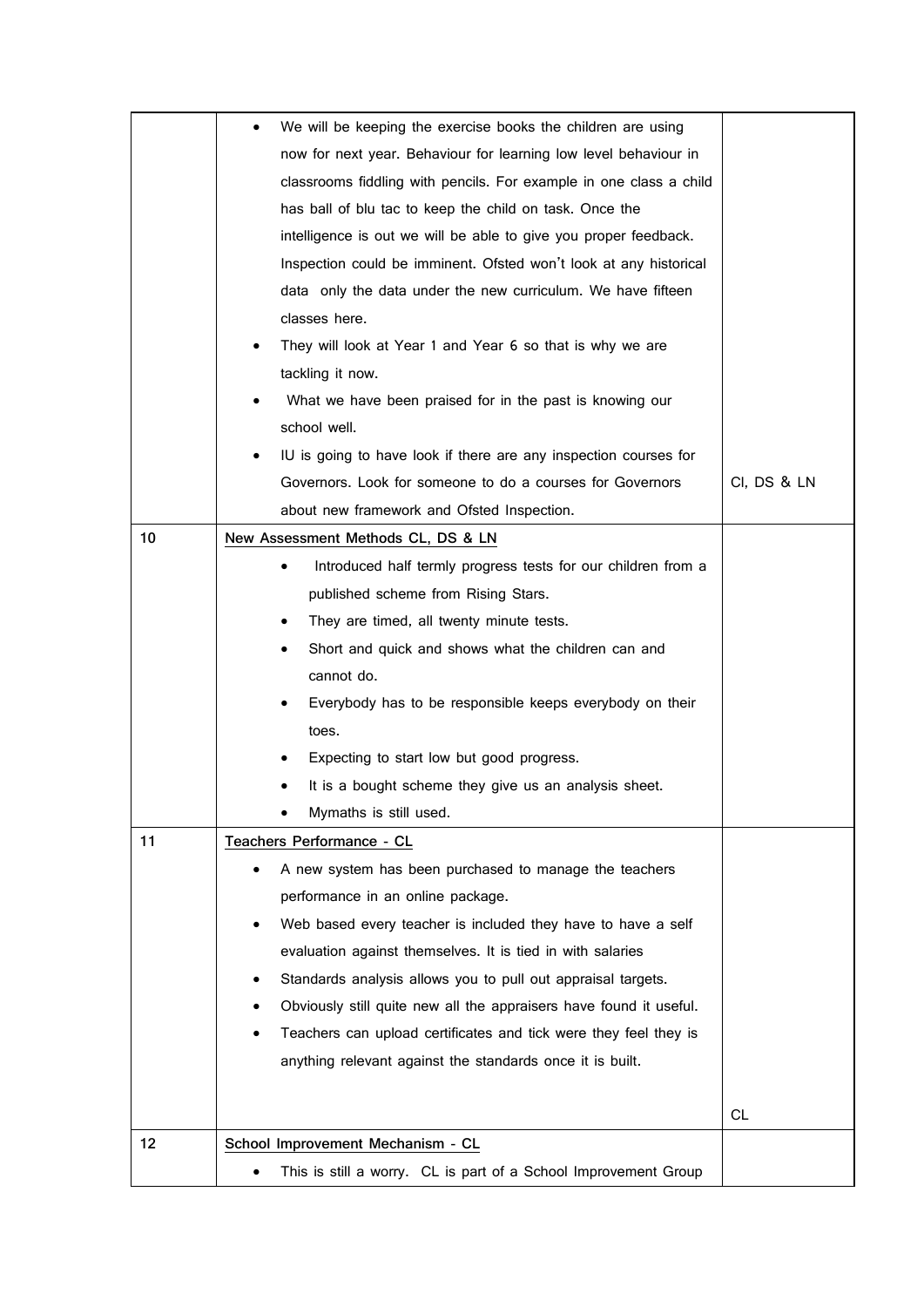| | | |
|---|---|---|
| | • We will be keeping the exercise books the children are using now for next year. Behaviour for learning low level behaviour in classrooms fiddling with pencils. For example in one class a child has ball of blu tac to keep the child on task. Once the intelligence is out we will be able to give you proper feedback. Inspection could be imminent. Ofsted won't look at any historical data only the data under the new curriculum. We have fifteen classes here.<br>• They will look at Year 1 and Year 6 so that is why we are tackling it now.<br>• What we have been praised for in the past is knowing our school well.<br>• IU is going to have look if there are any inspection courses for Governors. Look for someone to do a courses for Governors about new framework and Ofsted Inspection. | CI, DS & LN |
| 10 | <u>New Assessment Methods CL, DS & LN</u><br>• Introduced half termly progress tests for our children from a published scheme from Rising Stars.<br>• They are timed, all twenty minute tests.<br>• Short and quick and shows what the children can and cannot do.<br>• Everybody has to be responsible keeps everybody on their toes.<br>• Expecting to start low but good progress.<br>• It is a bought scheme they give us an analysis sheet.<br>• Mymaths is still used. | |
| 11 | <u>Teachers Performance - CL</u><br>• A new system has been purchased to manage the teachers performance in an online package.<br>• Web based every teacher is included they have to have a self evaluation against themselves. It is tied in with salaries<br>• Standards analysis allows you to pull out appraisal targets.<br>• Obviously still quite new all the appraisers have found it useful.<br>• Teachers can upload certificates and tick were they feel they is anything relevant against the standards once it is built. | CL |
| 12 | <u>School Improvement Mechanism - CL</u><br>• This is still a worry. CL is part of a School Improvement Group | |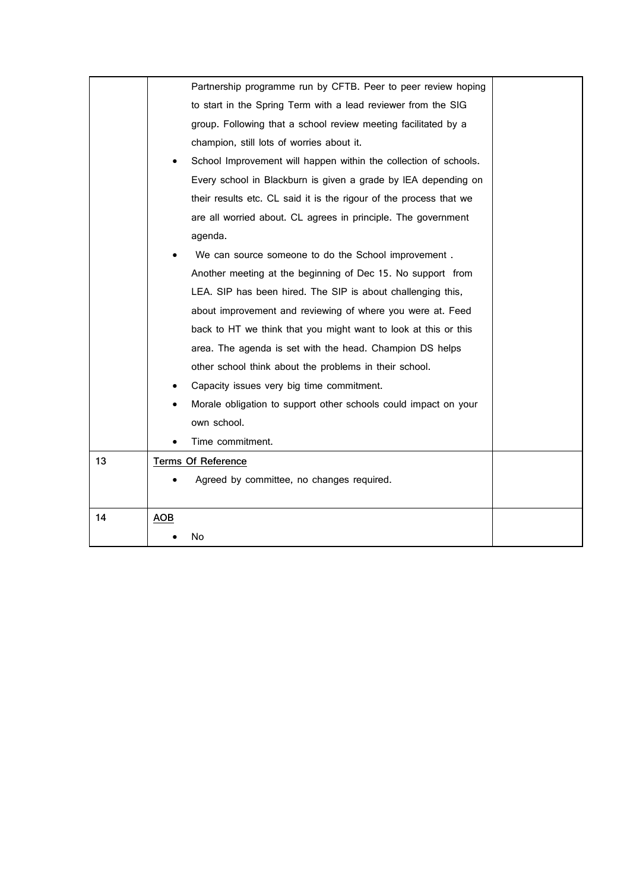| | | |
|---|---|---|
| | Partnership programme run by CFTB. Peer to peer review hoping to start in the Spring Term with a lead reviewer from the SIG group. Following that a school review meeting facilitated by a champion, still lots of worries about it.<br>• School Improvement will happen within the collection of schools. Every school in Blackburn is given a grade by IEA depending on their results etc. CL said it is the rigour of the process that we are all worried about. CL agrees in principle. The government agenda.<br>• We can source someone to do the School improvement . Another meeting at the beginning of Dec 15. No support from LEA. SIP has been hired. The SIP is about challenging this, about improvement and reviewing of where you were at. Feed back to HT we think that you might want to look at this or this area. The agenda is set with the head. Champion DS helps other school think about the problems in their school.<br>• Capacity issues very big time commitment.<br>• Morale obligation to support other schools could impact on your own school.<br>• Time commitment. | |
| 13 | <u>Terms Of Reference</u><br>• Agreed by committee, no changes required. | |
| 14 | <u>AOB</u><br>• No | |